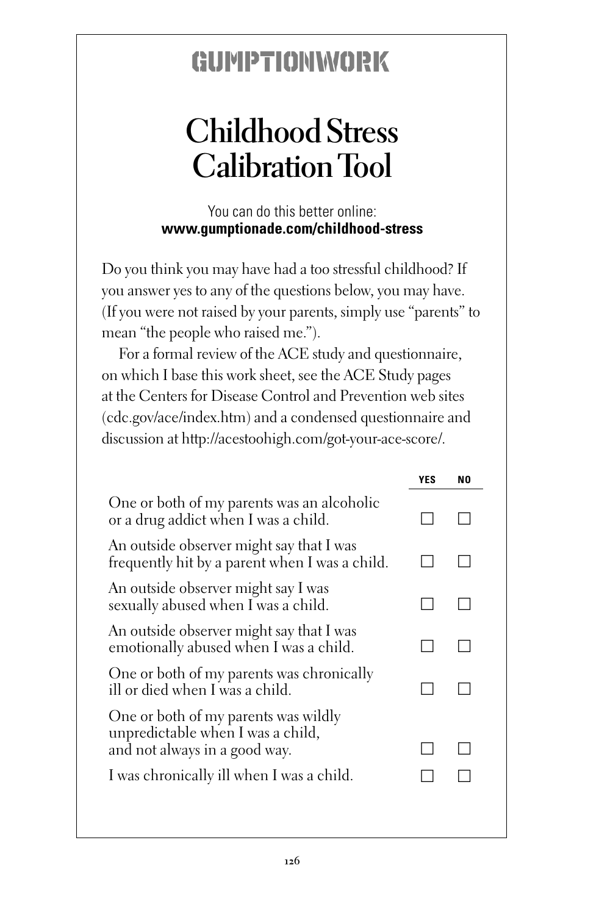# GUMPTIONWORK

## Childhood Stress Calibration Tool

You can do this better online:
**www.gumptionade.com/childhood-stress**

Do you think you may have had a too stressful childhood? If you answer yes to any of the questions below, you may have. (If you were not raised by your parents, simply use "parents" to mean "the people who raised me.").

For a formal review of the ACE study and questionnaire, on which I base this work sheet, see the ACE Study pages at the Centers for Disease Control and Prevention web sites (cdc.gov/ace/index.htm) and a condensed questionnaire and discussion at http://acestoohigh.com/got-your-ace-score/.

| | YES | NO |
|---|---|---|
| One or both of my parents was an alcoholic or a drug addict when I was a child. | ☐ | ☐ |
| An outside observer might say that I was frequently hit by a parent when I was a child. | ☐ | ☐ |
| An outside observer might say I was sexually abused when I was a child. | ☐ | ☐ |
| An outside observer might say that I was emotionally abused when I was a child. | ☐ | ☐ |
| One or both of my parents was chronically ill or died when I was a child. | ☐ | ☐ |
| One or both of my parents was wildly unpredictable when I was a child, and not always in a good way. | ☐ | ☐ |
| I was chronically ill when I was a child. | ☐ | ☐ |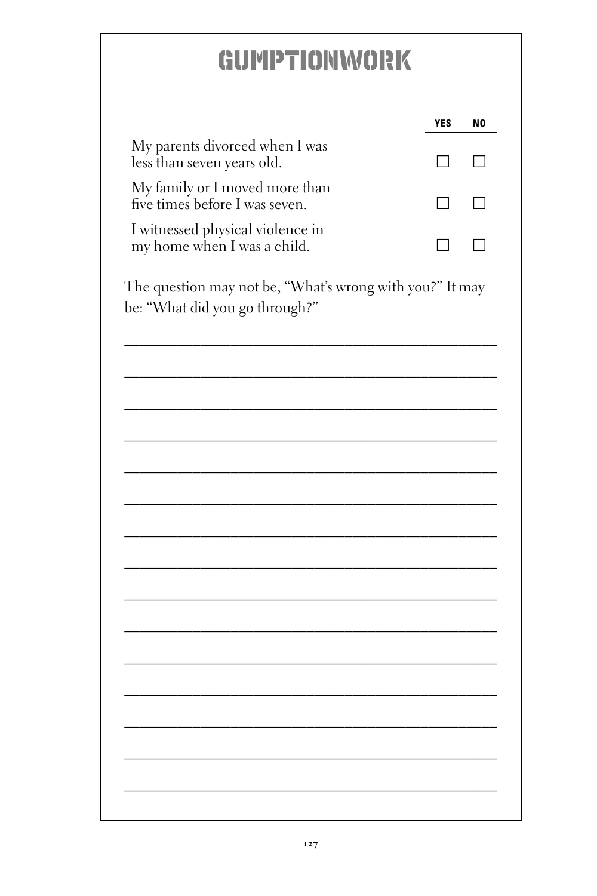# GUMPTIONWORK

| | YES | NO |
|---|---|---|
| My parents divorced when I was less than seven years old. | ☐ | ☐ |
| My family or I moved more than five times before I was seven. | ☐ | ☐ |
| I witnessed physical violence in my home when I was a child. | ☐ | ☐ |

The question may not be, "What's wrong with you?" It may be: "What did you go through?"

\_\_\_\_\_\_\_\_\_\_\_\_\_\_\_\_\_\_\_\_\_\_\_\_\_\_\_\_\_\_\_\_\_\_\_\_\_\_\_\_\_\_\_\_\_\_\_\_

\_\_\_\_\_\_\_\_\_\_\_\_\_\_\_\_\_\_\_\_\_\_\_\_\_\_\_\_\_\_\_\_\_\_\_\_\_\_\_\_\_\_\_\_\_\_\_\_

\_\_\_\_\_\_\_\_\_\_\_\_\_\_\_\_\_\_\_\_\_\_\_\_\_\_\_\_\_\_\_\_\_\_\_\_\_\_\_\_\_\_\_\_\_\_\_\_

\_\_\_\_\_\_\_\_\_\_\_\_\_\_\_\_\_\_\_\_\_\_\_\_\_\_\_\_\_\_\_\_\_\_\_\_\_\_\_\_\_\_\_\_\_\_\_\_

\_\_\_\_\_\_\_\_\_\_\_\_\_\_\_\_\_\_\_\_\_\_\_\_\_\_\_\_\_\_\_\_\_\_\_\_\_\_\_\_\_\_\_\_\_\_\_\_

\_\_\_\_\_\_\_\_\_\_\_\_\_\_\_\_\_\_\_\_\_\_\_\_\_\_\_\_\_\_\_\_\_\_\_\_\_\_\_\_\_\_\_\_\_\_\_\_

\_\_\_\_\_\_\_\_\_\_\_\_\_\_\_\_\_\_\_\_\_\_\_\_\_\_\_\_\_\_\_\_\_\_\_\_\_\_\_\_\_\_\_\_\_\_\_\_

\_\_\_\_\_\_\_\_\_\_\_\_\_\_\_\_\_\_\_\_\_\_\_\_\_\_\_\_\_\_\_\_\_\_\_\_\_\_\_\_\_\_\_\_\_\_\_\_

\_\_\_\_\_\_\_\_\_\_\_\_\_\_\_\_\_\_\_\_\_\_\_\_\_\_\_\_\_\_\_\_\_\_\_\_\_\_\_\_\_\_\_\_\_\_\_\_

\_\_\_\_\_\_\_\_\_\_\_\_\_\_\_\_\_\_\_\_\_\_\_\_\_\_\_\_\_\_\_\_\_\_\_\_\_\_\_\_\_\_\_\_\_\_\_\_

\_\_\_\_\_\_\_\_\_\_\_\_\_\_\_\_\_\_\_\_\_\_\_\_\_\_\_\_\_\_\_\_\_\_\_\_\_\_\_\_\_\_\_\_\_\_\_\_

\_\_\_\_\_\_\_\_\_\_\_\_\_\_\_\_\_\_\_\_\_\_\_\_\_\_\_\_\_\_\_\_\_\_\_\_\_\_\_\_\_\_\_\_\_\_\_\_

\_\_\_\_\_\_\_\_\_\_\_\_\_\_\_\_\_\_\_\_\_\_\_\_\_\_\_\_\_\_\_\_\_\_\_\_\_\_\_\_\_\_\_\_\_\_\_\_

\_\_\_\_\_\_\_\_\_\_\_\_\_\_\_\_\_\_\_\_\_\_\_\_\_\_\_\_\_\_\_\_\_\_\_\_\_\_\_\_\_\_\_\_\_\_\_\_

\_\_\_\_\_\_\_\_\_\_\_\_\_\_\_\_\_\_\_\_\_\_\_\_\_\_\_\_\_\_\_\_\_\_\_\_\_\_\_\_\_\_\_\_\_\_\_\_